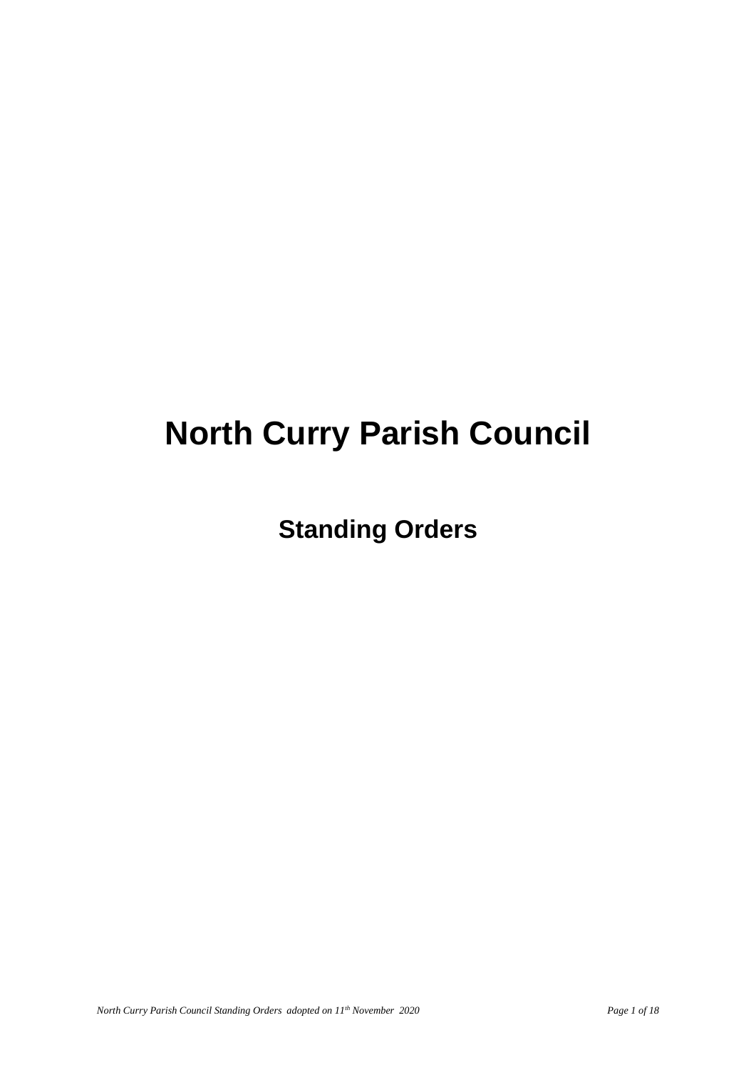# North Curry Parish Council

## Standing Orders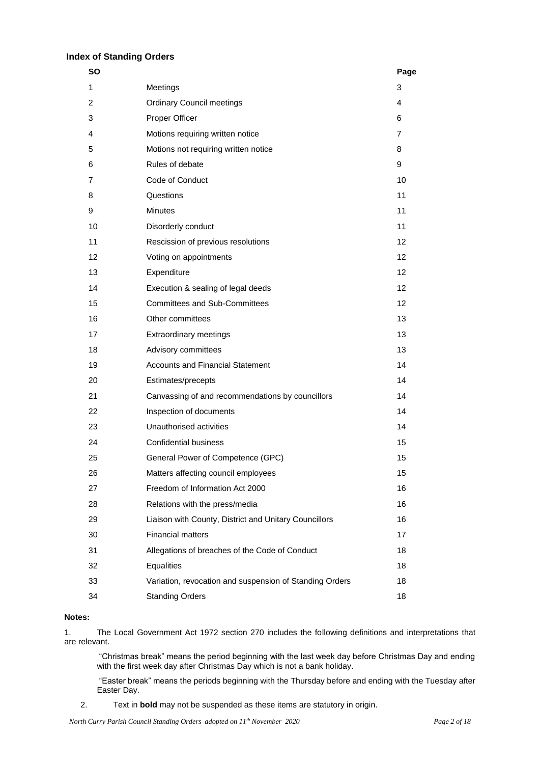**Index of Standing Orders**

| SO | | Page |
|---|---|---|
| 1 | Meetings | 3 |
| 2 | Ordinary Council meetings | 4 |
| 3 | Proper Officer | 6 |
| 4 | Motions requiring written notice | 7 |
| 5 | Motions not requiring written notice | 8 |
| 6 | Rules of debate | 9 |
| 7 | Code of Conduct | 10 |
| 8 | Questions | 11 |
| 9 | Minutes | 11 |
| 10 | Disorderly conduct | 11 |
| 11 | Rescission of previous resolutions | 12 |
| 12 | Voting on appointments | 12 |
| 13 | Expenditure | 12 |
| 14 | Execution & sealing of legal deeds | 12 |
| 15 | Committees and Sub-Committees | 12 |
| 16 | Other committees | 13 |
| 17 | Extraordinary meetings | 13 |
| 18 | Advisory committees | 13 |
| 19 | Accounts and Financial Statement | 14 |
| 20 | Estimates/precepts | 14 |
| 21 | Canvassing of and recommendations by councillors | 14 |
| 22 | Inspection of documents | 14 |
| 23 | Unauthorised activities | 14 |
| 24 | Confidential business | 15 |
| 25 | General Power of Competence (GPC) | 15 |
| 26 | Matters affecting council employees | 15 |
| 27 | Freedom of Information Act 2000 | 16 |
| 28 | Relations with the press/media | 16 |
| 29 | Liaison with County, District and Unitary Councillors | 16 |
| 30 | Financial matters | 17 |
| 31 | Allegations of breaches of the Code of Conduct | 18 |
| 32 | Equalities | 18 |
| 33 | Variation, revocation and suspension of Standing Orders | 18 |
| 34 | Standing Orders | 18 |

**Notes:**

1. The Local Government Act 1972 section 270 includes the following definitions and interpretations that are relevant.

   "Christmas break" means the period beginning with the last week day before Christmas Day and ending with the first week day after Christmas Day which is not a bank holiday.

   "Easter break" means the periods beginning with the Thursday before and ending with the Tuesday after Easter Day.

2. Text in **bold** may not be suspended as these items are statutory in origin.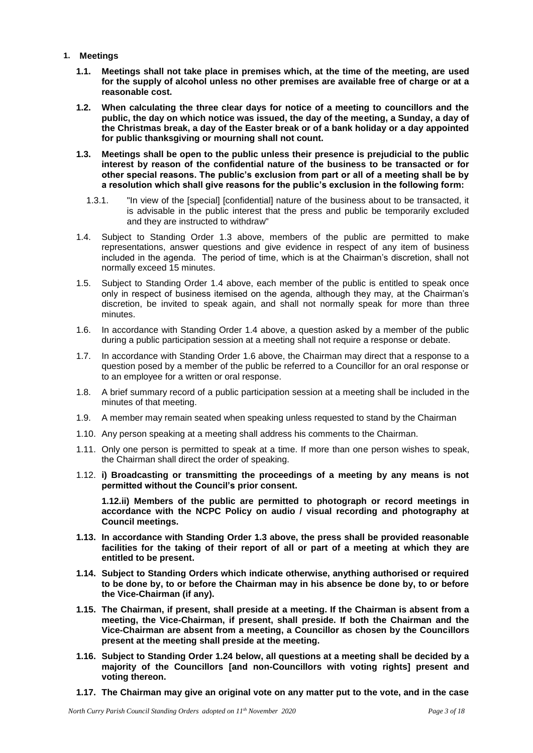1. **Meetings**

   **1.1. Meetings shall not take place in premises which, at the time of the meeting, are used for the supply of alcohol unless no other premises are available free of charge or at a reasonable cost.**

   **1.2. When calculating the three clear days for notice of a meeting to councillors and the public, the day on which notice was issued, the day of the meeting, a Sunday, a day of the Christmas break, a day of the Easter break or of a bank holiday or a day appointed for public thanksgiving or mourning shall not count.**

   **1.3. Meetings shall be open to the public unless their presence is prejudicial to the public interest by reason of the confidential nature of the business to be transacted or for other special reasons. The public's exclusion from part or all of a meeting shall be by a resolution which shall give reasons for the public's exclusion in the following form:**

   1.3.1. "In view of the [special] [confidential] nature of the business about to be transacted, it is advisable in the public interest that the press and public be temporarily excluded and they are instructed to withdraw"

   1.4. Subject to Standing Order 1.3 above, members of the public are permitted to make representations, answer questions and give evidence in respect of any item of business included in the agenda. The period of time, which is at the Chairman's discretion, shall not normally exceed 15 minutes.

   1.5. Subject to Standing Order 1.4 above, each member of the public is entitled to speak once only in respect of business itemised on the agenda, although they may, at the Chairman's discretion, be invited to speak again, and shall not normally speak for more than three minutes.

   1.6. In accordance with Standing Order 1.4 above, a question asked by a member of the public during a public participation session at a meeting shall not require a response or debate.

   1.7. In accordance with Standing Order 1.6 above, the Chairman may direct that a response to a question posed by a member of the public be referred to a Councillor for an oral response or to an employee for a written or oral response.

   1.8. A brief summary record of a public participation session at a meeting shall be included in the minutes of that meeting.

   1.9. A member may remain seated when speaking unless requested to stand by the Chairman

   1.10. Any person speaking at a meeting shall address his comments to the Chairman.

   1.11. Only one person is permitted to speak at a time. If more than one person wishes to speak, the Chairman shall direct the order of speaking.

   1.12. **i) Broadcasting or transmitting the proceedings of a meeting by any means is not permitted without the Council's prior consent.**

   **1.12.ii) Members of the public are permitted to photograph or record meetings in accordance with the NCPC Policy on audio / visual recording and photography at Council meetings.**

   **1.13. In accordance with Standing Order 1.3 above, the press shall be provided reasonable facilities for the taking of their report of all or part of a meeting at which they are entitled to be present.**

   **1.14. Subject to Standing Orders which indicate otherwise, anything authorised or required to be done by, to or before the Chairman may in his absence be done by, to or before the Vice-Chairman (if any).**

   **1.15. The Chairman, if present, shall preside at a meeting. If the Chairman is absent from a meeting, the Vice-Chairman, if present, shall preside. If both the Chairman and the Vice-Chairman are absent from a meeting, a Councillor as chosen by the Councillors present at the meeting shall preside at the meeting.**

   **1.16. Subject to Standing Order 1.24 below, all questions at a meeting shall be decided by a majority of the Councillors [and non-Councillors with voting rights] present and voting thereon.**

   **1.17. The Chairman may give an original vote on any matter put to the vote, and in the case**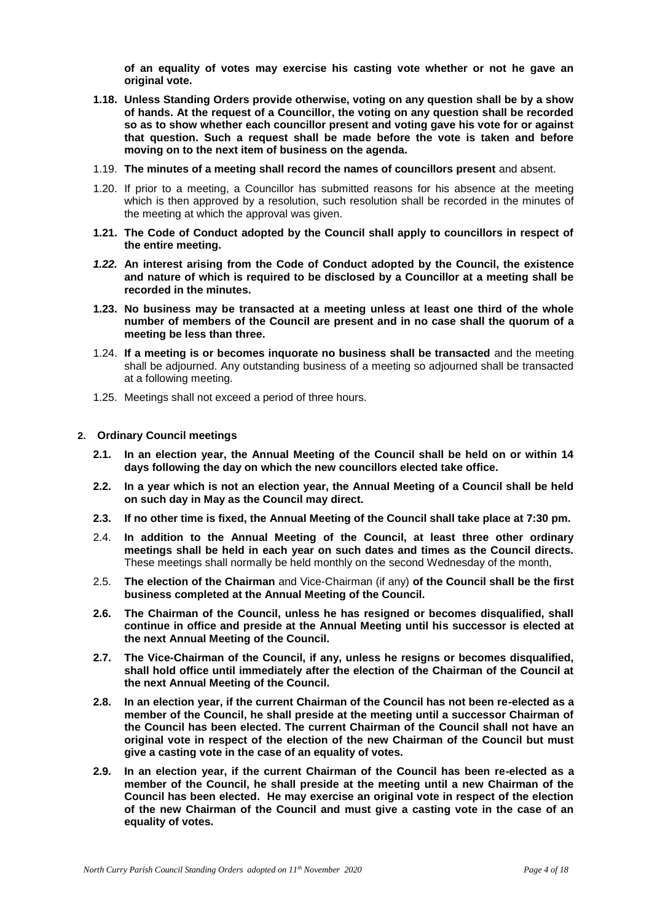**of an equality of votes may exercise his casting vote whether or not he gave an original vote.**

- **1.18. Unless Standing Orders provide otherwise, voting on any question shall be by a show of hands. At the request of a Councillor, the voting on any question shall be recorded so as to show whether each councillor present and voting gave his vote for or against that question. Such a request shall be made before the vote is taken and before moving on to the next item of business on the agenda.**
- 1.19. **The minutes of a meeting shall record the names of councillors present** and absent.
- 1.20. If prior to a meeting, a Councillor has submitted reasons for his absence at the meeting which is then approved by a resolution, such resolution shall be recorded in the minutes of the meeting at which the approval was given.
- **1.21. The Code of Conduct adopted by the Council shall apply to councillors in respect of the entire meeting.**
- ***1.22.* An interest arising from the Code of Conduct adopted by the Council, the existence and nature of which is required to be disclosed by a Councillor at a meeting shall be recorded in the minutes.**
- **1.23. No business may be transacted at a meeting unless at least one third of the whole number of members of the Council are present and in no case shall the quorum of a meeting be less than three.**
- 1.24. **If a meeting is or becomes inquorate no business shall be transacted** and the meeting shall be adjourned. Any outstanding business of a meeting so adjourned shall be transacted at a following meeting.
- 1.25. Meetings shall not exceed a period of three hours.

**2. Ordinary Council meetings**

- **2.1. In an election year, the Annual Meeting of the Council shall be held on or within 14 days following the day on which the new councillors elected take office.**
- **2.2. In a year which is not an election year, the Annual Meeting of a Council shall be held on such day in May as the Council may direct.**
- **2.3. If no other time is fixed, the Annual Meeting of the Council shall take place at 7:30 pm.**
- 2.4. **In addition to the Annual Meeting of the Council, at least three other ordinary meetings shall be held in each year on such dates and times as the Council directs.** These meetings shall normally be held monthly on the second Wednesday of the month,
- 2.5. **The election of the Chairman** and Vice-Chairman (if any) **of the Council shall be the first business completed at the Annual Meeting of the Council.**
- **2.6. The Chairman of the Council, unless he has resigned or becomes disqualified, shall continue in office and preside at the Annual Meeting until his successor is elected at the next Annual Meeting of the Council.**
- **2.7. The Vice-Chairman of the Council, if any, unless he resigns or becomes disqualified, shall hold office until immediately after the election of the Chairman of the Council at the next Annual Meeting of the Council.**
- **2.8. In an election year, if the current Chairman of the Council has not been re-elected as a member of the Council, he shall preside at the meeting until a successor Chairman of the Council has been elected. The current Chairman of the Council shall not have an original vote in respect of the election of the new Chairman of the Council but must give a casting vote in the case of an equality of votes.**
- **2.9. In an election year, if the current Chairman of the Council has been re-elected as a member of the Council, he shall preside at the meeting until a new Chairman of the Council has been elected. He may exercise an original vote in respect of the election of the new Chairman of the Council and must give a casting vote in the case of an equality of votes.**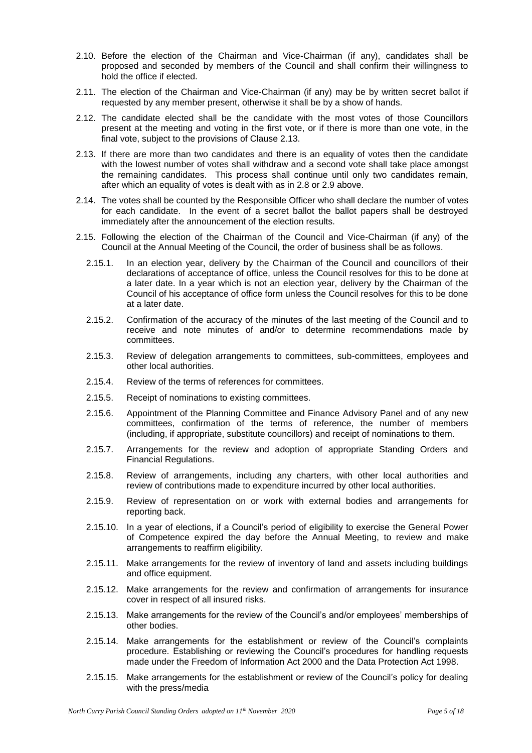2.10. Before the election of the Chairman and Vice-Chairman (if any), candidates shall be proposed and seconded by members of the Council and shall confirm their willingness to hold the office if elected.

2.11. The election of the Chairman and Vice-Chairman (if any) may be by written secret ballot if requested by any member present, otherwise it shall be by a show of hands.

2.12. The candidate elected shall be the candidate with the most votes of those Councillors present at the meeting and voting in the first vote, or if there is more than one vote, in the final vote, subject to the provisions of Clause 2.13.

2.13. If there are more than two candidates and there is an equality of votes then the candidate with the lowest number of votes shall withdraw and a second vote shall take place amongst the remaining candidates. This process shall continue until only two candidates remain, after which an equality of votes is dealt with as in 2.8 or 2.9 above.

2.14. The votes shall be counted by the Responsible Officer who shall declare the number of votes for each candidate. In the event of a secret ballot the ballot papers shall be destroyed immediately after the announcement of the election results.

2.15. Following the election of the Chairman of the Council and Vice-Chairman (if any) of the Council at the Annual Meeting of the Council, the order of business shall be as follows.

- 2.15.1. In an election year, delivery by the Chairman of the Council and councillors of their declarations of acceptance of office, unless the Council resolves for this to be done at a later date. In a year which is not an election year, delivery by the Chairman of the Council of his acceptance of office form unless the Council resolves for this to be done at a later date.
- 2.15.2. Confirmation of the accuracy of the minutes of the last meeting of the Council and to receive and note minutes of and/or to determine recommendations made by committees.
- 2.15.3. Review of delegation arrangements to committees, sub-committees, employees and other local authorities.
- 2.15.4. Review of the terms of references for committees.
- 2.15.5. Receipt of nominations to existing committees.
- 2.15.6. Appointment of the Planning Committee and Finance Advisory Panel and of any new committees, confirmation of the terms of reference, the number of members (including, if appropriate, substitute councillors) and receipt of nominations to them.
- 2.15.7. Arrangements for the review and adoption of appropriate Standing Orders and Financial Regulations.
- 2.15.8. Review of arrangements, including any charters, with other local authorities and review of contributions made to expenditure incurred by other local authorities.
- 2.15.9. Review of representation on or work with external bodies and arrangements for reporting back.
- 2.15.10. In a year of elections, if a Council's period of eligibility to exercise the General Power of Competence expired the day before the Annual Meeting, to review and make arrangements to reaffirm eligibility.
- 2.15.11. Make arrangements for the review of inventory of land and assets including buildings and office equipment.
- 2.15.12. Make arrangements for the review and confirmation of arrangements for insurance cover in respect of all insured risks.
- 2.15.13. Make arrangements for the review of the Council's and/or employees' memberships of other bodies.
- 2.15.14. Make arrangements for the establishment or review of the Council's complaints procedure. Establishing or reviewing the Council's procedures for handling requests made under the Freedom of Information Act 2000 and the Data Protection Act 1998.
- 2.15.15. Make arrangements for the establishment or review of the Council's policy for dealing with the press/media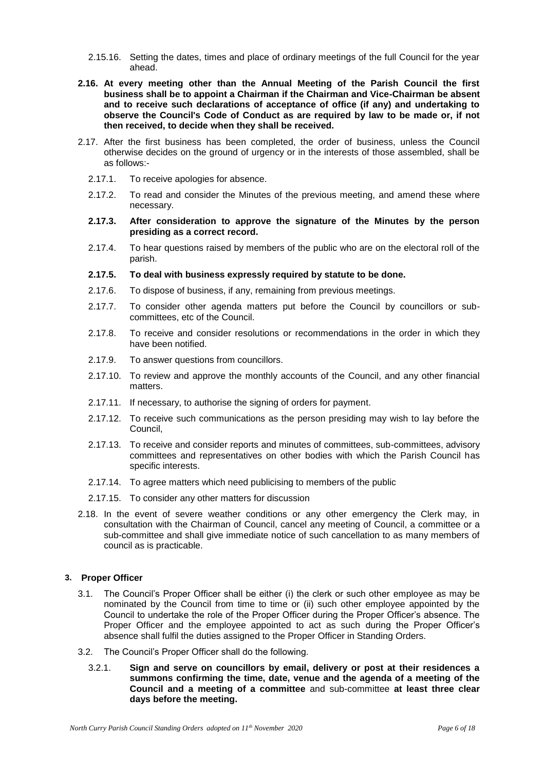2.15.16. Setting the dates, times and place of ordinary meetings of the full Council for the year ahead.

**2.16. At every meeting other than the Annual Meeting of the Parish Council the first business shall be to appoint a Chairman if the Chairman and Vice-Chairman be absent and to receive such declarations of acceptance of office (if any) and undertaking to observe the Council's Code of Conduct as are required by law to be made or, if not then received, to decide when they shall be received.**

2.17. After the first business has been completed, the order of business, unless the Council otherwise decides on the ground of urgency or in the interests of those assembled, shall be as follows:-

2.17.1. To receive apologies for absence.

2.17.2. To read and consider the Minutes of the previous meeting, and amend these where necessary.

**2.17.3. After consideration to approve the signature of the Minutes by the person presiding as a correct record.**

2.17.4. To hear questions raised by members of the public who are on the electoral roll of the parish.

**2.17.5. To deal with business expressly required by statute to be done.**

2.17.6. To dispose of business, if any, remaining from previous meetings.

2.17.7. To consider other agenda matters put before the Council by councillors or sub-committees, etc of the Council.

2.17.8. To receive and consider resolutions or recommendations in the order in which they have been notified.

2.17.9. To answer questions from councillors.

2.17.10. To review and approve the monthly accounts of the Council, and any other financial matters.

2.17.11. If necessary, to authorise the signing of orders for payment.

2.17.12. To receive such communications as the person presiding may wish to lay before the Council,

2.17.13. To receive and consider reports and minutes of committees, sub-committees, advisory committees and representatives on other bodies with which the Parish Council has specific interests.

2.17.14. To agree matters which need publicising to members of the public

2.17.15. To consider any other matters for discussion

2.18. In the event of severe weather conditions or any other emergency the Clerk may, in consultation with the Chairman of Council, cancel any meeting of Council, a committee or a sub-committee and shall give immediate notice of such cancellation to as many members of council as is practicable.

## 3. Proper Officer

3.1. The Council's Proper Officer shall be either (i) the clerk or such other employee as may be nominated by the Council from time to time or (ii) such other employee appointed by the Council to undertake the role of the Proper Officer during the Proper Officer's absence. The Proper Officer and the employee appointed to act as such during the Proper Officer's absence shall fulfil the duties assigned to the Proper Officer in Standing Orders.

3.2. The Council's Proper Officer shall do the following.

3.2.1. **Sign and serve on councillors by email, delivery or post at their residences a summons confirming the time, date, venue and the agenda of a meeting of the Council and a meeting of a committee** and sub-committee **at least three clear days before the meeting.**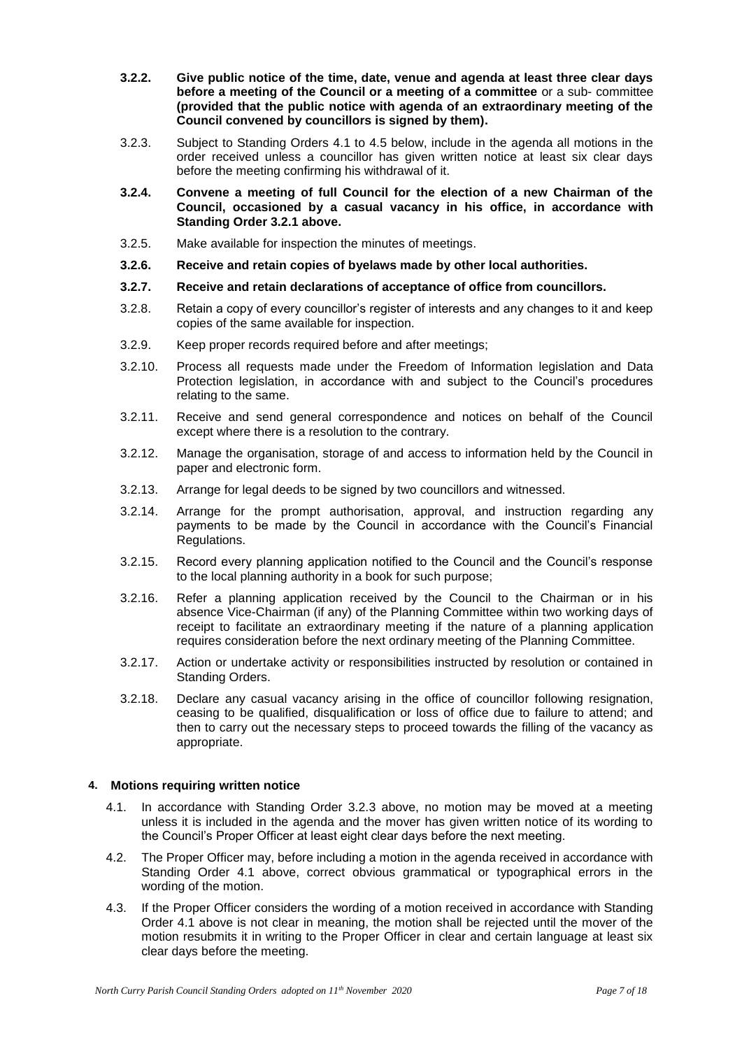**3.2.2. Give public notice of the time, date, venue and agenda at least three clear days before a meeting of the Council or a meeting of a committee** or a sub- committee **(provided that the public notice with agenda of an extraordinary meeting of the Council convened by councillors is signed by them).**

3.2.3. Subject to Standing Orders 4.1 to 4.5 below, include in the agenda all motions in the order received unless a councillor has given written notice at least six clear days before the meeting confirming his withdrawal of it.

**3.2.4. Convene a meeting of full Council for the election of a new Chairman of the Council, occasioned by a casual vacancy in his office, in accordance with Standing Order 3.2.1 above.**

3.2.5. Make available for inspection the minutes of meetings.

**3.2.6. Receive and retain copies of byelaws made by other local authorities.**

**3.2.7. Receive and retain declarations of acceptance of office from councillors.**

3.2.8. Retain a copy of every councillor's register of interests and any changes to it and keep copies of the same available for inspection.

3.2.9. Keep proper records required before and after meetings;

3.2.10. Process all requests made under the Freedom of Information legislation and Data Protection legislation, in accordance with and subject to the Council's procedures relating to the same.

3.2.11. Receive and send general correspondence and notices on behalf of the Council except where there is a resolution to the contrary.

3.2.12. Manage the organisation, storage of and access to information held by the Council in paper and electronic form.

3.2.13. Arrange for legal deeds to be signed by two councillors and witnessed.

3.2.14. Arrange for the prompt authorisation, approval, and instruction regarding any payments to be made by the Council in accordance with the Council's Financial Regulations.

3.2.15. Record every planning application notified to the Council and the Council's response to the local planning authority in a book for such purpose;

3.2.16. Refer a planning application received by the Council to the Chairman or in his absence Vice-Chairman (if any) of the Planning Committee within two working days of receipt to facilitate an extraordinary meeting if the nature of a planning application requires consideration before the next ordinary meeting of the Planning Committee.

3.2.17. Action or undertake activity or responsibilities instructed by resolution or contained in Standing Orders.

3.2.18. Declare any casual vacancy arising in the office of councillor following resignation, ceasing to be qualified, disqualification or loss of office due to failure to attend; and then to carry out the necessary steps to proceed towards the filling of the vacancy as appropriate.

## 4. Motions requiring written notice

4.1. In accordance with Standing Order 3.2.3 above, no motion may be moved at a meeting unless it is included in the agenda and the mover has given written notice of its wording to the Council's Proper Officer at least eight clear days before the next meeting.

4.2. The Proper Officer may, before including a motion in the agenda received in accordance with Standing Order 4.1 above, correct obvious grammatical or typographical errors in the wording of the motion.

4.3. If the Proper Officer considers the wording of a motion received in accordance with Standing Order 4.1 above is not clear in meaning, the motion shall be rejected until the mover of the motion resubmits it in writing to the Proper Officer in clear and certain language at least six clear days before the meeting.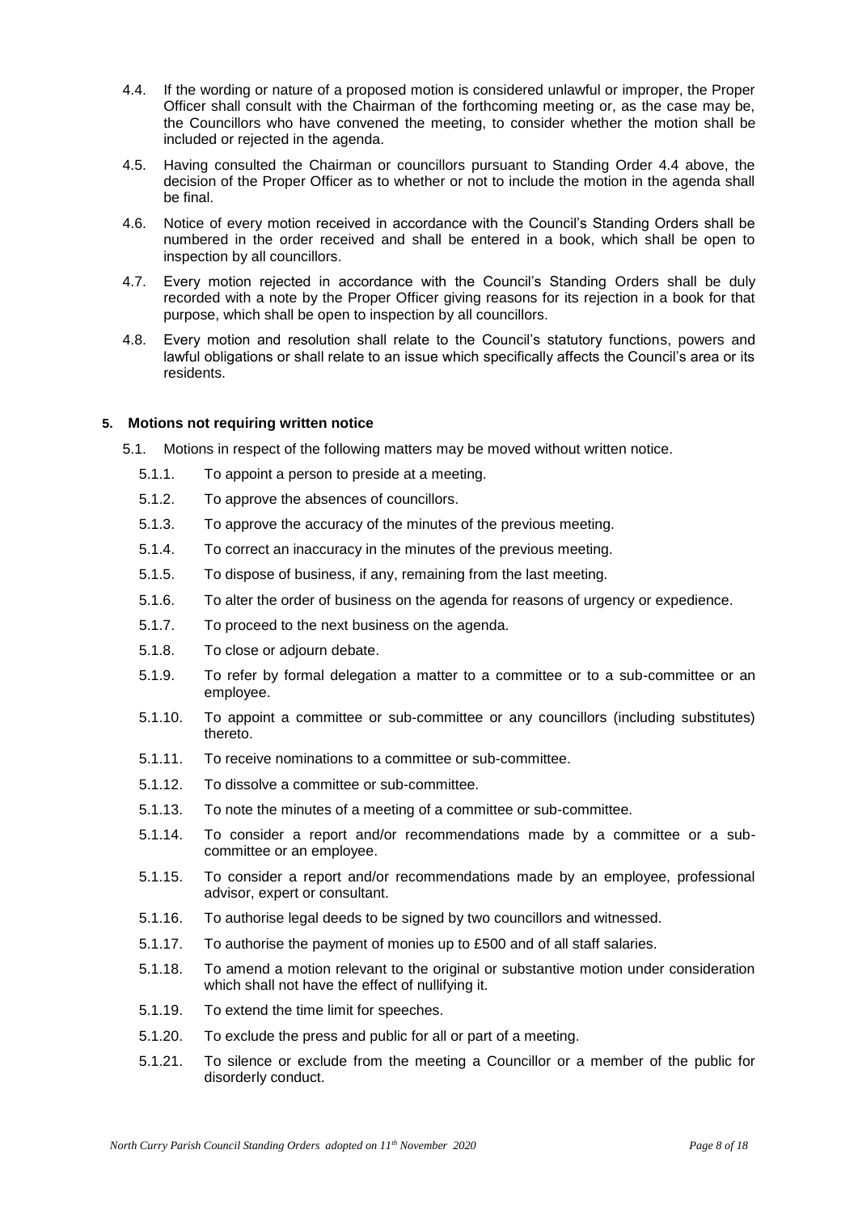4.4. If the wording or nature of a proposed motion is considered unlawful or improper, the Proper Officer shall consult with the Chairman of the forthcoming meeting or, as the case may be, the Councillors who have convened the meeting, to consider whether the motion shall be included or rejected in the agenda.

4.5. Having consulted the Chairman or councillors pursuant to Standing Order 4.4 above, the decision of the Proper Officer as to whether or not to include the motion in the agenda shall be final.

4.6. Notice of every motion received in accordance with the Council's Standing Orders shall be numbered in the order received and shall be entered in a book, which shall be open to inspection by all councillors.

4.7. Every motion rejected in accordance with the Council's Standing Orders shall be duly recorded with a note by the Proper Officer giving reasons for its rejection in a book for that purpose, which shall be open to inspection by all councillors.

4.8. Every motion and resolution shall relate to the Council's statutory functions, powers and lawful obligations or shall relate to an issue which specifically affects the Council's area or its residents.

### 5. Motions not requiring written notice

5.1. Motions in respect of the following matters may be moved without written notice.

5.1.1. To appoint a person to preside at a meeting.

5.1.2. To approve the absences of councillors.

5.1.3. To approve the accuracy of the minutes of the previous meeting.

5.1.4. To correct an inaccuracy in the minutes of the previous meeting.

5.1.5. To dispose of business, if any, remaining from the last meeting.

5.1.6. To alter the order of business on the agenda for reasons of urgency or expedience.

5.1.7. To proceed to the next business on the agenda.

5.1.8. To close or adjourn debate.

5.1.9. To refer by formal delegation a matter to a committee or to a sub-committee or an employee.

5.1.10. To appoint a committee or sub-committee or any councillors (including substitutes) thereto.

5.1.11. To receive nominations to a committee or sub-committee.

5.1.12. To dissolve a committee or sub-committee.

5.1.13. To note the minutes of a meeting of a committee or sub-committee.

5.1.14. To consider a report and/or recommendations made by a committee or a sub-committee or an employee.

5.1.15. To consider a report and/or recommendations made by an employee, professional advisor, expert or consultant.

5.1.16. To authorise legal deeds to be signed by two councillors and witnessed.

5.1.17. To authorise the payment of monies up to £500 and of all staff salaries.

5.1.18. To amend a motion relevant to the original or substantive motion under consideration which shall not have the effect of nullifying it.

5.1.19. To extend the time limit for speeches.

5.1.20. To exclude the press and public for all or part of a meeting.

5.1.21. To silence or exclude from the meeting a Councillor or a member of the public for disorderly conduct.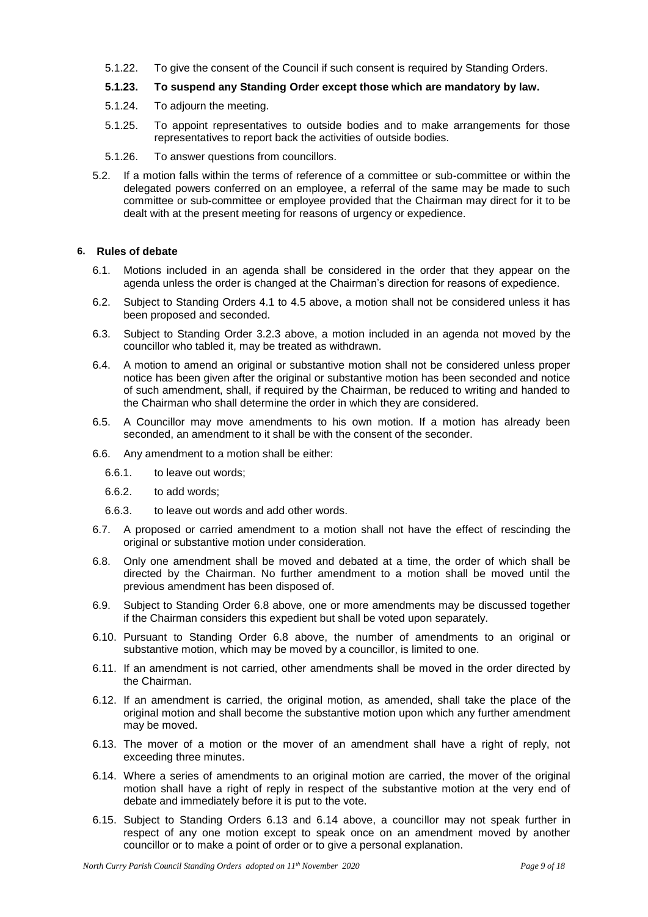5.1.22. To give the consent of the Council if such consent is required by Standing Orders.

**5.1.23. To suspend any Standing Order except those which are mandatory by law.**

5.1.24. To adjourn the meeting.

5.1.25. To appoint representatives to outside bodies and to make arrangements for those representatives to report back the activities of outside bodies.

5.1.26. To answer questions from councillors.

5.2. If a motion falls within the terms of reference of a committee or sub-committee or within the delegated powers conferred on an employee, a referral of the same may be made to such committee or sub-committee or employee provided that the Chairman may direct for it to be dealt with at the present meeting for reasons of urgency or expedience.

## 6. Rules of debate

6.1. Motions included in an agenda shall be considered in the order that they appear on the agenda unless the order is changed at the Chairman's direction for reasons of expedience.

6.2. Subject to Standing Orders 4.1 to 4.5 above, a motion shall not be considered unless it has been proposed and seconded.

6.3. Subject to Standing Order 3.2.3 above, a motion included in an agenda not moved by the councillor who tabled it, may be treated as withdrawn.

6.4. A motion to amend an original or substantive motion shall not be considered unless proper notice has been given after the original or substantive motion has been seconded and notice of such amendment, shall, if required by the Chairman, be reduced to writing and handed to the Chairman who shall determine the order in which they are considered.

6.5. A Councillor may move amendments to his own motion. If a motion has already been seconded, an amendment to it shall be with the consent of the seconder.

6.6. Any amendment to a motion shall be either:

6.6.1. to leave out words;

6.6.2. to add words;

6.6.3. to leave out words and add other words.

6.7. A proposed or carried amendment to a motion shall not have the effect of rescinding the original or substantive motion under consideration.

6.8. Only one amendment shall be moved and debated at a time, the order of which shall be directed by the Chairman. No further amendment to a motion shall be moved until the previous amendment has been disposed of.

6.9. Subject to Standing Order 6.8 above, one or more amendments may be discussed together if the Chairman considers this expedient but shall be voted upon separately.

6.10. Pursuant to Standing Order 6.8 above, the number of amendments to an original or substantive motion, which may be moved by a councillor, is limited to one.

6.11. If an amendment is not carried, other amendments shall be moved in the order directed by the Chairman.

6.12. If an amendment is carried, the original motion, as amended, shall take the place of the original motion and shall become the substantive motion upon which any further amendment may be moved.

6.13. The mover of a motion or the mover of an amendment shall have a right of reply, not exceeding three minutes.

6.14. Where a series of amendments to an original motion are carried, the mover of the original motion shall have a right of reply in respect of the substantive motion at the very end of debate and immediately before it is put to the vote.

6.15. Subject to Standing Orders 6.13 and 6.14 above, a councillor may not speak further in respect of any one motion except to speak once on an amendment moved by another councillor or to make a point of order or to give a personal explanation.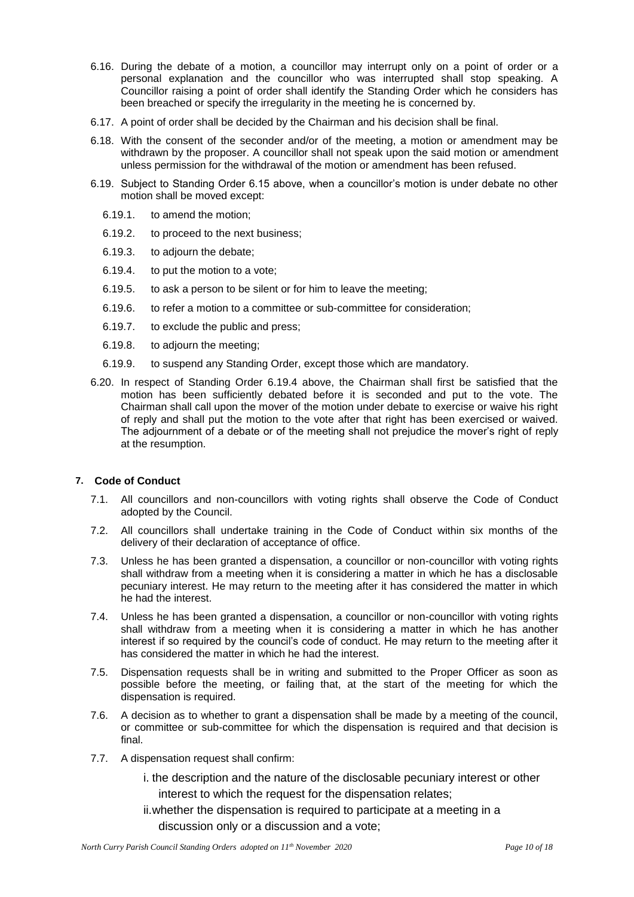6.16. During the debate of a motion, a councillor may interrupt only on a point of order or a personal explanation and the councillor who was interrupted shall stop speaking. A Councillor raising a point of order shall identify the Standing Order which he considers has been breached or specify the irregularity in the meeting he is concerned by.

6.17. A point of order shall be decided by the Chairman and his decision shall be final.

6.18. With the consent of the seconder and/or of the meeting, a motion or amendment may be withdrawn by the proposer. A councillor shall not speak upon the said motion or amendment unless permission for the withdrawal of the motion or amendment has been refused.

6.19. Subject to Standing Order 6.15 above, when a councillor's motion is under debate no other motion shall be moved except:

- 6.19.1. to amend the motion;
- 6.19.2. to proceed to the next business;
- 6.19.3. to adjourn the debate;
- 6.19.4. to put the motion to a vote;
- 6.19.5. to ask a person to be silent or for him to leave the meeting;
- 6.19.6. to refer a motion to a committee or sub-committee for consideration;
- 6.19.7. to exclude the public and press;
- 6.19.8. to adjourn the meeting;
- 6.19.9. to suspend any Standing Order, except those which are mandatory.

6.20. In respect of Standing Order 6.19.4 above, the Chairman shall first be satisfied that the motion has been sufficiently debated before it is seconded and put to the vote. The Chairman shall call upon the mover of the motion under debate to exercise or waive his right of reply and shall put the motion to the vote after that right has been exercised or waived. The adjournment of a debate or of the meeting shall not prejudice the mover's right of reply at the resumption.

## 7. Code of Conduct

7.1. All councillors and non-councillors with voting rights shall observe the Code of Conduct adopted by the Council.

7.2. All councillors shall undertake training in the Code of Conduct within six months of the delivery of their declaration of acceptance of office.

7.3. Unless he has been granted a dispensation, a councillor or non-councillor with voting rights shall withdraw from a meeting when it is considering a matter in which he has a disclosable pecuniary interest. He may return to the meeting after it has considered the matter in which he had the interest.

7.4. Unless he has been granted a dispensation, a councillor or non-councillor with voting rights shall withdraw from a meeting when it is considering a matter in which he has another interest if so required by the council's code of conduct. He may return to the meeting after it has considered the matter in which he had the interest.

7.5. Dispensation requests shall be in writing and submitted to the Proper Officer as soon as possible before the meeting, or failing that, at the start of the meeting for which the dispensation is required.

7.6. A decision as to whether to grant a dispensation shall be made by a meeting of the council, or committee or sub-committee for which the dispensation is required and that decision is final.

7.7. A dispensation request shall confirm:

i. the description and the nature of the disclosable pecuniary interest or other interest to which the request for the dispensation relates;

ii. whether the dispensation is required to participate at a meeting in a discussion only or a discussion and a vote;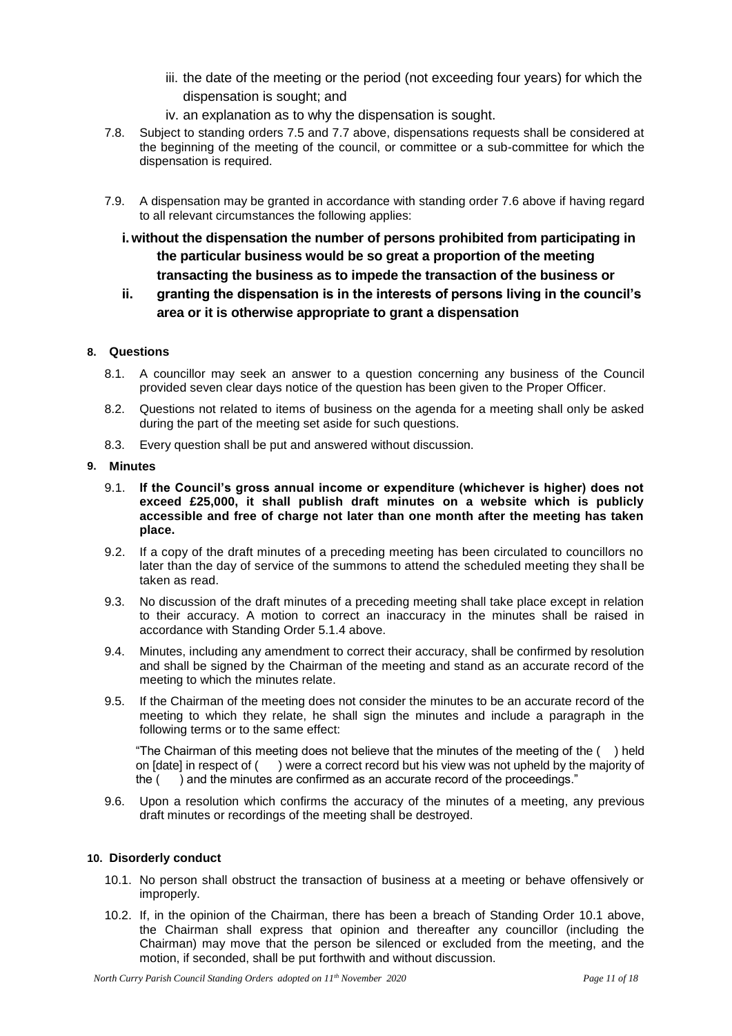iii. the date of the meeting or the period (not exceeding four years) for which the dispensation is sought; and

iv. an explanation as to why the dispensation is sought.

7.8. Subject to standing orders 7.5 and 7.7 above, dispensations requests shall be considered at the beginning of the meeting of the council, or committee or a sub-committee for which the dispensation is required.

7.9. A dispensation may be granted in accordance with standing order 7.6 above if having regard to all relevant circumstances the following applies:

**i. without the dispensation the number of persons prohibited from participating in the particular business would be so great a proportion of the meeting transacting the business as to impede the transaction of the business or**

**ii. granting the dispensation is in the interests of persons living in the council's area or it is otherwise appropriate to grant a dispensation**

## 8. Questions

8.1. A councillor may seek an answer to a question concerning any business of the Council provided seven clear days notice of the question has been given to the Proper Officer.

8.2. Questions not related to items of business on the agenda for a meeting shall only be asked during the part of the meeting set aside for such questions.

8.3. Every question shall be put and answered without discussion.

## 9. Minutes

9.1. **If the Council's gross annual income or expenditure (whichever is higher) does not exceed £25,000, it shall publish draft minutes on a website which is publicly accessible and free of charge not later than one month after the meeting has taken place.**

9.2. If a copy of the draft minutes of a preceding meeting has been circulated to councillors no later than the day of service of the summons to attend the scheduled meeting they shall be taken as read.

9.3. No discussion of the draft minutes of a preceding meeting shall take place except in relation to their accuracy. A motion to correct an inaccuracy in the minutes shall be raised in accordance with Standing Order 5.1.4 above.

9.4. Minutes, including any amendment to correct their accuracy, shall be confirmed by resolution and shall be signed by the Chairman of the meeting and stand as an accurate record of the meeting to which the minutes relate.

9.5. If the Chairman of the meeting does not consider the minutes to be an accurate record of the meeting to which they relate, he shall sign the minutes and include a paragraph in the following terms or to the same effect:

"The Chairman of this meeting does not believe that the minutes of the meeting of the ( ) held on [date] in respect of ( ) were a correct record but his view was not upheld by the majority of the ( ) and the minutes are confirmed as an accurate record of the proceedings."

9.6. Upon a resolution which confirms the accuracy of the minutes of a meeting, any previous draft minutes or recordings of the meeting shall be destroyed.

## 10. Disorderly conduct

10.1. No person shall obstruct the transaction of business at a meeting or behave offensively or improperly.

10.2. If, in the opinion of the Chairman, there has been a breach of Standing Order 10.1 above, the Chairman shall express that opinion and thereafter any councillor (including the Chairman) may move that the person be silenced or excluded from the meeting, and the motion, if seconded, shall be put forthwith and without discussion.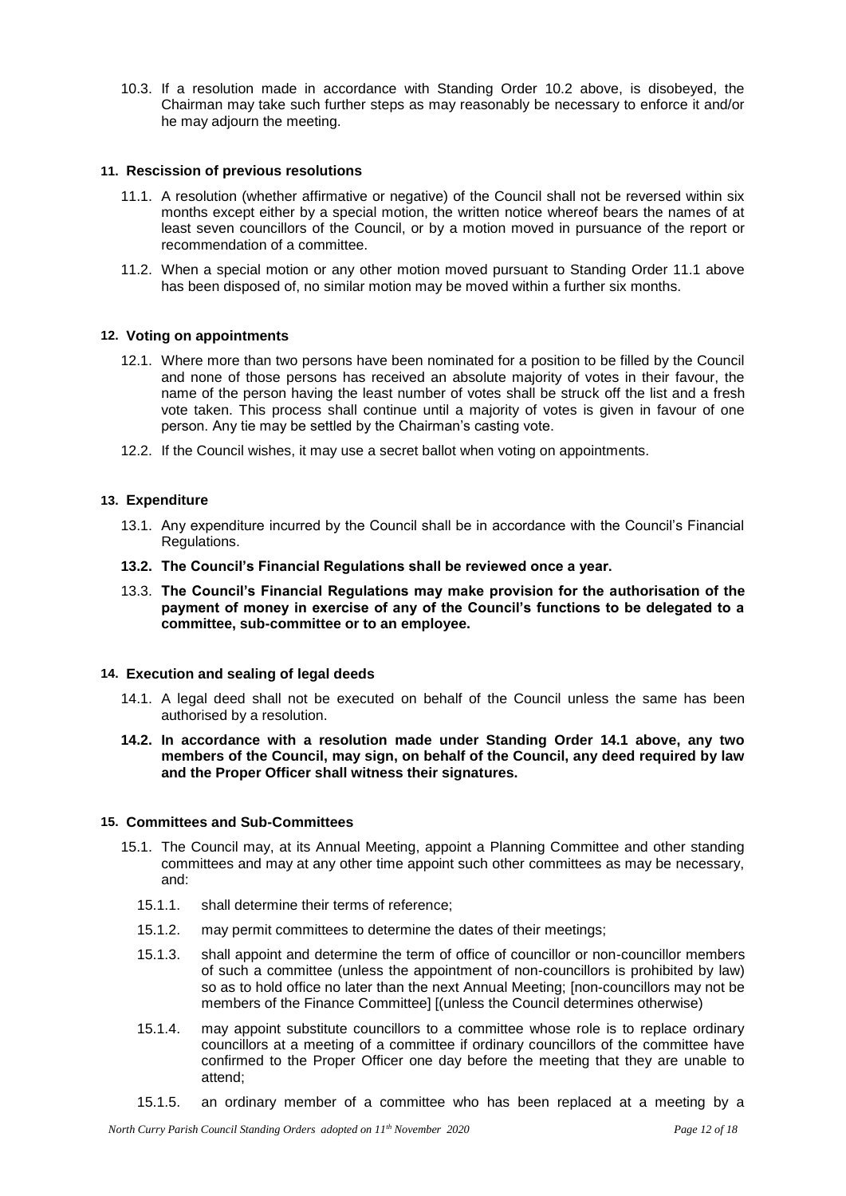10.3. If a resolution made in accordance with Standing Order 10.2 above, is disobeyed, the Chairman may take such further steps as may reasonably be necessary to enforce it and/or he may adjourn the meeting.

## 11. Rescission of previous resolutions

11.1. A resolution (whether affirmative or negative) of the Council shall not be reversed within six months except either by a special motion, the written notice whereof bears the names of at least seven councillors of the Council, or by a motion moved in pursuance of the report or recommendation of a committee.

11.2. When a special motion or any other motion moved pursuant to Standing Order 11.1 above has been disposed of, no similar motion may be moved within a further six months.

## 12. Voting on appointments

12.1. Where more than two persons have been nominated for a position to be filled by the Council and none of those persons has received an absolute majority of votes in their favour, the name of the person having the least number of votes shall be struck off the list and a fresh vote taken. This process shall continue until a majority of votes is given in favour of one person. Any tie may be settled by the Chairman's casting vote.

12.2. If the Council wishes, it may use a secret ballot when voting on appointments.

## 13. Expenditure

13.1. Any expenditure incurred by the Council shall be in accordance with the Council's Financial Regulations.

**13.2. The Council's Financial Regulations shall be reviewed once a year.**

13.3. **The Council's Financial Regulations may make provision for the authorisation of the payment of money in exercise of any of the Council's functions to be delegated to a committee, sub-committee or to an employee.**

## 14. Execution and sealing of legal deeds

14.1. A legal deed shall not be executed on behalf of the Council unless the same has been authorised by a resolution.

**14.2. In accordance with a resolution made under Standing Order 14.1 above, any two members of the Council, may sign, on behalf of the Council, any deed required by law and the Proper Officer shall witness their signatures.**

## 15. Committees and Sub-Committees

15.1. The Council may, at its Annual Meeting, appoint a Planning Committee and other standing committees and may at any other time appoint such other committees as may be necessary, and:

15.1.1. shall determine their terms of reference;

15.1.2. may permit committees to determine the dates of their meetings;

15.1.3. shall appoint and determine the term of office of councillor or non-councillor members of such a committee (unless the appointment of non-councillors is prohibited by law) so as to hold office no later than the next Annual Meeting; [non-councillors may not be members of the Finance Committee] [(unless the Council determines otherwise)

15.1.4. may appoint substitute councillors to a committee whose role is to replace ordinary councillors at a meeting of a committee if ordinary councillors of the committee have confirmed to the Proper Officer one day before the meeting that they are unable to attend;

15.1.5. an ordinary member of a committee who has been replaced at a meeting by a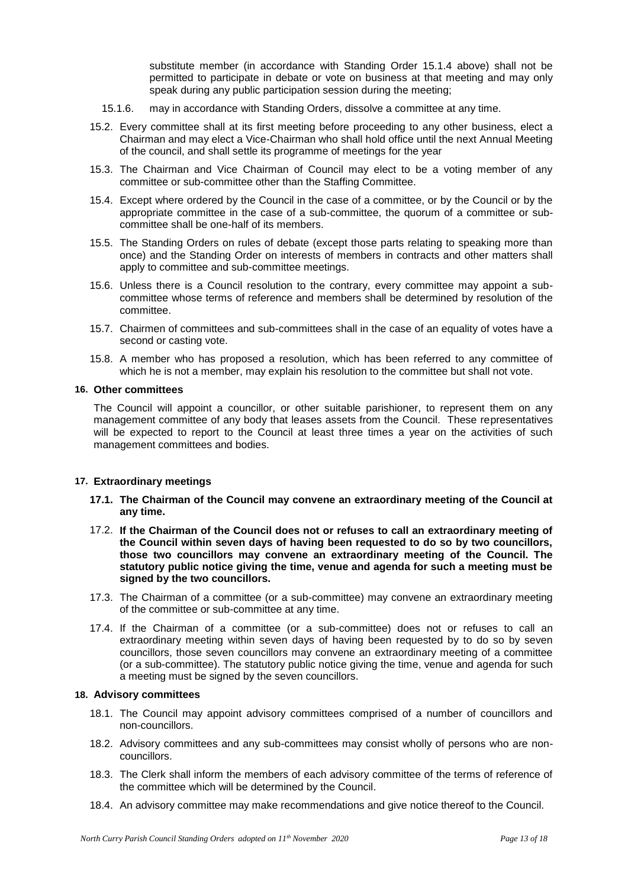substitute member (in accordance with Standing Order 15.1.4 above) shall not be permitted to participate in debate or vote on business at that meeting and may only speak during any public participation session during the meeting;

15.1.6. may in accordance with Standing Orders, dissolve a committee at any time.

15.2. Every committee shall at its first meeting before proceeding to any other business, elect a Chairman and may elect a Vice-Chairman who shall hold office until the next Annual Meeting of the council, and shall settle its programme of meetings for the year

15.3. The Chairman and Vice Chairman of Council may elect to be a voting member of any committee or sub-committee other than the Staffing Committee.

15.4. Except where ordered by the Council in the case of a committee, or by the Council or by the appropriate committee in the case of a sub-committee, the quorum of a committee or sub-committee shall be one-half of its members.

15.5. The Standing Orders on rules of debate (except those parts relating to speaking more than once) and the Standing Order on interests of members in contracts and other matters shall apply to committee and sub-committee meetings.

15.6. Unless there is a Council resolution to the contrary, every committee may appoint a sub-committee whose terms of reference and members shall be determined by resolution of the committee.

15.7. Chairmen of committees and sub-committees shall in the case of an equality of votes have a second or casting vote.

15.8. A member who has proposed a resolution, which has been referred to any committee of which he is not a member, may explain his resolution to the committee but shall not vote.

## 16. Other committees

The Council will appoint a councillor, or other suitable parishioner, to represent them on any management committee of any body that leases assets from the Council. These representatives will be expected to report to the Council at least three times a year on the activities of such management committees and bodies.

## 17. Extraordinary meetings

**17.1. The Chairman of the Council may convene an extraordinary meeting of the Council at any time.**

17.2. **If the Chairman of the Council does not or refuses to call an extraordinary meeting of the Council within seven days of having been requested to do so by two councillors, those two councillors may convene an extraordinary meeting of the Council. The statutory public notice giving the time, venue and agenda for such a meeting must be signed by the two councillors.**

17.3. The Chairman of a committee (or a sub-committee) may convene an extraordinary meeting of the committee or sub-committee at any time.

17.4. If the Chairman of a committee (or a sub-committee) does not or refuses to call an extraordinary meeting within seven days of having been requested by to do so by seven councillors, those seven councillors may convene an extraordinary meeting of a committee (or a sub-committee). The statutory public notice giving the time, venue and agenda for such a meeting must be signed by the seven councillors.

## 18. Advisory committees

18.1. The Council may appoint advisory committees comprised of a number of councillors and non-councillors.

18.2. Advisory committees and any sub-committees may consist wholly of persons who are non-councillors.

18.3. The Clerk shall inform the members of each advisory committee of the terms of reference of the committee which will be determined by the Council.

18.4. An advisory committee may make recommendations and give notice thereof to the Council.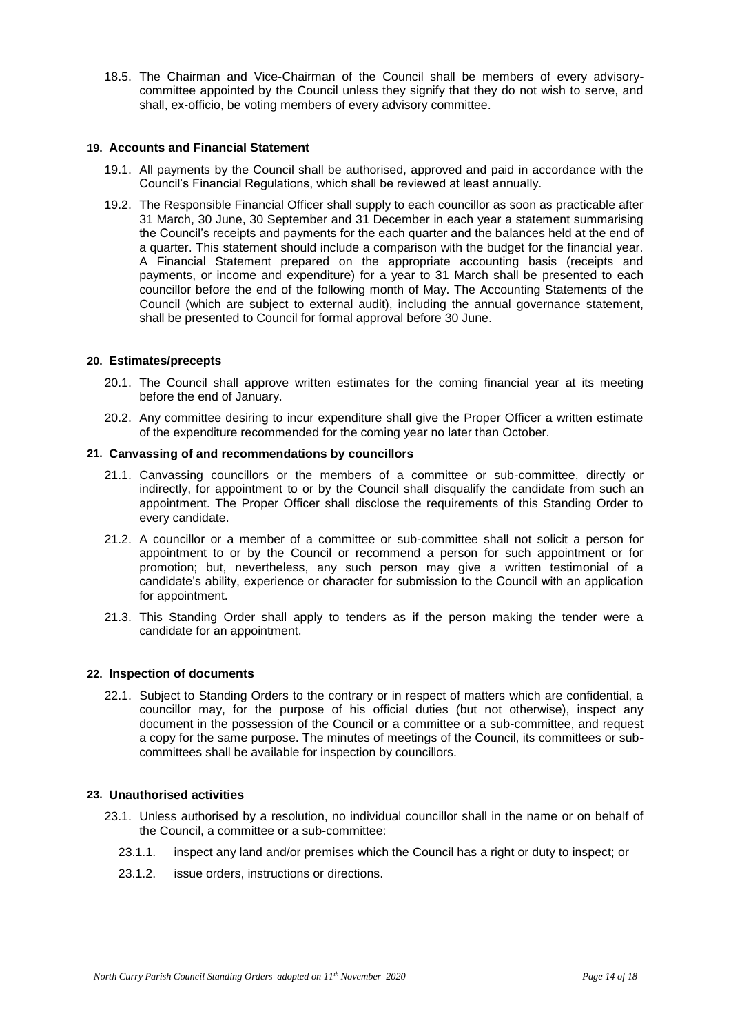18.5. The Chairman and Vice-Chairman of the Council shall be members of every advisory-committee appointed by the Council unless they signify that they do not wish to serve, and shall, ex-officio, be voting members of every advisory committee.

## 19. Accounts and Financial Statement

19.1. All payments by the Council shall be authorised, approved and paid in accordance with the Council's Financial Regulations, which shall be reviewed at least annually.

19.2. The Responsible Financial Officer shall supply to each councillor as soon as practicable after 31 March, 30 June, 30 September and 31 December in each year a statement summarising the Council's receipts and payments for the each quarter and the balances held at the end of a quarter. This statement should include a comparison with the budget for the financial year. A Financial Statement prepared on the appropriate accounting basis (receipts and payments, or income and expenditure) for a year to 31 March shall be presented to each councillor before the end of the following month of May. The Accounting Statements of the Council (which are subject to external audit), including the annual governance statement, shall be presented to Council for formal approval before 30 June.

## 20. Estimates/precepts

20.1. The Council shall approve written estimates for the coming financial year at its meeting before the end of January.

20.2. Any committee desiring to incur expenditure shall give the Proper Officer a written estimate of the expenditure recommended for the coming year no later than October.

## 21. Canvassing of and recommendations by councillors

21.1. Canvassing councillors or the members of a committee or sub-committee, directly or indirectly, for appointment to or by the Council shall disqualify the candidate from such an appointment. The Proper Officer shall disclose the requirements of this Standing Order to every candidate.

21.2. A councillor or a member of a committee or sub-committee shall not solicit a person for appointment to or by the Council or recommend a person for such appointment or for promotion; but, nevertheless, any such person may give a written testimonial of a candidate's ability, experience or character for submission to the Council with an application for appointment.

21.3. This Standing Order shall apply to tenders as if the person making the tender were a candidate for an appointment.

## 22. Inspection of documents

22.1. Subject to Standing Orders to the contrary or in respect of matters which are confidential, a councillor may, for the purpose of his official duties (but not otherwise), inspect any document in the possession of the Council or a committee or a sub-committee, and request a copy for the same purpose. The minutes of meetings of the Council, its committees or sub-committees shall be available for inspection by councillors.

## 23. Unauthorised activities

23.1. Unless authorised by a resolution, no individual councillor shall in the name or on behalf of the Council, a committee or a sub-committee:

23.1.1. inspect any land and/or premises which the Council has a right or duty to inspect; or

23.1.2. issue orders, instructions or directions.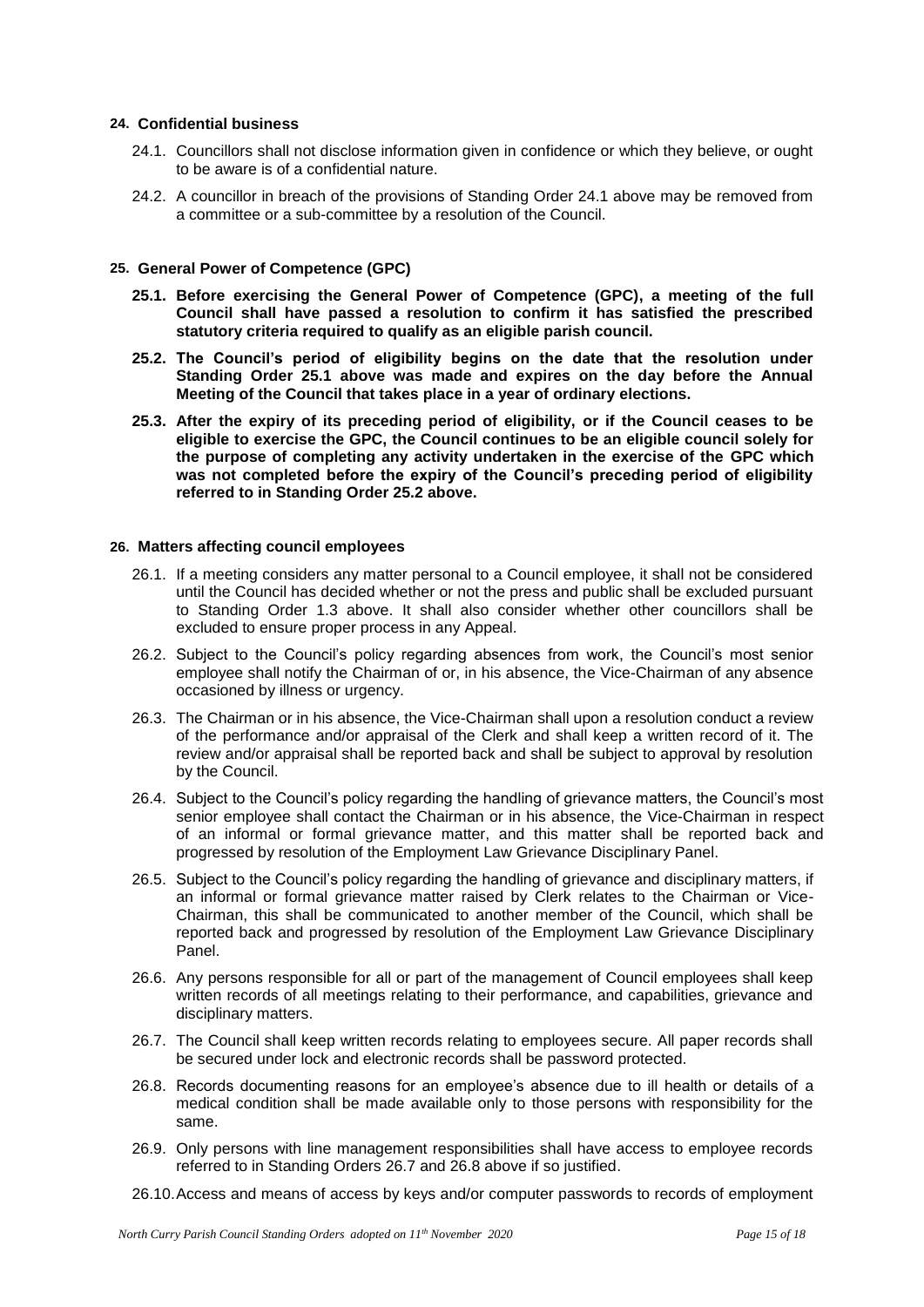## 24. Confidential business

24.1. Councillors shall not disclose information given in confidence or which they believe, or ought to be aware is of a confidential nature.

24.2. A councillor in breach of the provisions of Standing Order 24.1 above may be removed from a committee or a sub-committee by a resolution of the Council.

## 25. General Power of Competence (GPC)

**25.1. Before exercising the General Power of Competence (GPC), a meeting of the full Council shall have passed a resolution to confirm it has satisfied the prescribed statutory criteria required to qualify as an eligible parish council.**

**25.2. The Council's period of eligibility begins on the date that the resolution under Standing Order 25.1 above was made and expires on the day before the Annual Meeting of the Council that takes place in a year of ordinary elections.**

**25.3. After the expiry of its preceding period of eligibility, or if the Council ceases to be eligible to exercise the GPC, the Council continues to be an eligible council solely for the purpose of completing any activity undertaken in the exercise of the GPC which was not completed before the expiry of the Council's preceding period of eligibility referred to in Standing Order 25.2 above.**

## 26. Matters affecting council employees

26.1. If a meeting considers any matter personal to a Council employee, it shall not be considered until the Council has decided whether or not the press and public shall be excluded pursuant to Standing Order 1.3 above. It shall also consider whether other councillors shall be excluded to ensure proper process in any Appeal.

26.2. Subject to the Council's policy regarding absences from work, the Council's most senior employee shall notify the Chairman of or, in his absence, the Vice-Chairman of any absence occasioned by illness or urgency.

26.3. The Chairman or in his absence, the Vice-Chairman shall upon a resolution conduct a review of the performance and/or appraisal of the Clerk and shall keep a written record of it. The review and/or appraisal shall be reported back and shall be subject to approval by resolution by the Council.

26.4. Subject to the Council's policy regarding the handling of grievance matters, the Council's most senior employee shall contact the Chairman or in his absence, the Vice-Chairman in respect of an informal or formal grievance matter, and this matter shall be reported back and progressed by resolution of the Employment Law Grievance Disciplinary Panel.

26.5. Subject to the Council's policy regarding the handling of grievance and disciplinary matters, if an informal or formal grievance matter raised by Clerk relates to the Chairman or Vice-Chairman, this shall be communicated to another member of the Council, which shall be reported back and progressed by resolution of the Employment Law Grievance Disciplinary Panel.

26.6. Any persons responsible for all or part of the management of Council employees shall keep written records of all meetings relating to their performance, and capabilities, grievance and disciplinary matters.

26.7. The Council shall keep written records relating to employees secure. All paper records shall be secured under lock and electronic records shall be password protected.

26.8. Records documenting reasons for an employee's absence due to ill health or details of a medical condition shall be made available only to those persons with responsibility for the same.

26.9. Only persons with line management responsibilities shall have access to employee records referred to in Standing Orders 26.7 and 26.8 above if so justified.

26.10. Access and means of access by keys and/or computer passwords to records of employment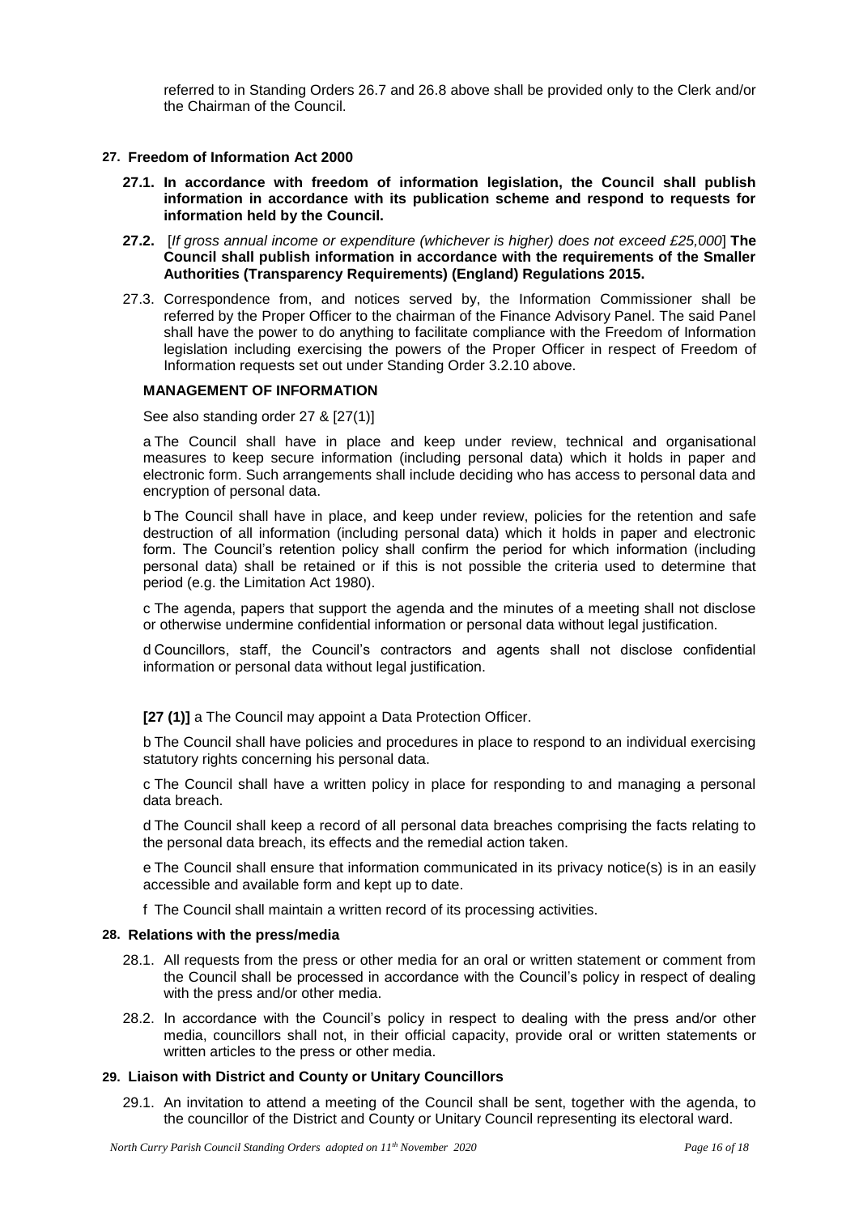referred to in Standing Orders 26.7 and 26.8 above shall be provided only to the Clerk and/or the Chairman of the Council.

## 27. Freedom of Information Act 2000

**27.1. In accordance with freedom of information legislation, the Council shall publish information in accordance with its publication scheme and respond to requests for information held by the Council.**

**27.2.** [*If gross annual income or expenditure (whichever is higher) does not exceed £25,000*] **The Council shall publish information in accordance with the requirements of the Smaller Authorities (Transparency Requirements) (England) Regulations 2015.**

27.3. Correspondence from, and notices served by, the Information Commissioner shall be referred by the Proper Officer to the chairman of the Finance Advisory Panel. The said Panel shall have the power to do anything to facilitate compliance with the Freedom of Information legislation including exercising the powers of the Proper Officer in respect of Freedom of Information requests set out under Standing Order 3.2.10 above.

**MANAGEMENT OF INFORMATION**

See also standing order 27 & [27(1)]

a The Council shall have in place and keep under review, technical and organisational measures to keep secure information (including personal data) which it holds in paper and electronic form. Such arrangements shall include deciding who has access to personal data and encryption of personal data.

b The Council shall have in place, and keep under review, policies for the retention and safe destruction of all information (including personal data) which it holds in paper and electronic form. The Council's retention policy shall confirm the period for which information (including personal data) shall be retained or if this is not possible the criteria used to determine that period (e.g. the Limitation Act 1980).

c The agenda, papers that support the agenda and the minutes of a meeting shall not disclose or otherwise undermine confidential information or personal data without legal justification.

d Councillors, staff, the Council's contractors and agents shall not disclose confidential information or personal data without legal justification.

**[27 (1)]** a The Council may appoint a Data Protection Officer.

b The Council shall have policies and procedures in place to respond to an individual exercising statutory rights concerning his personal data.

c The Council shall have a written policy in place for responding to and managing a personal data breach.

d The Council shall keep a record of all personal data breaches comprising the facts relating to the personal data breach, its effects and the remedial action taken.

e The Council shall ensure that information communicated in its privacy notice(s) is in an easily accessible and available form and kept up to date.

f The Council shall maintain a written record of its processing activities.

## 28. Relations with the press/media

28.1. All requests from the press or other media for an oral or written statement or comment from the Council shall be processed in accordance with the Council's policy in respect of dealing with the press and/or other media.

28.2. In accordance with the Council's policy in respect to dealing with the press and/or other media, councillors shall not, in their official capacity, provide oral or written statements or written articles to the press or other media.

## 29. Liaison with District and County or Unitary Councillors

29.1. An invitation to attend a meeting of the Council shall be sent, together with the agenda, to the councillor of the District and County or Unitary Council representing its electoral ward.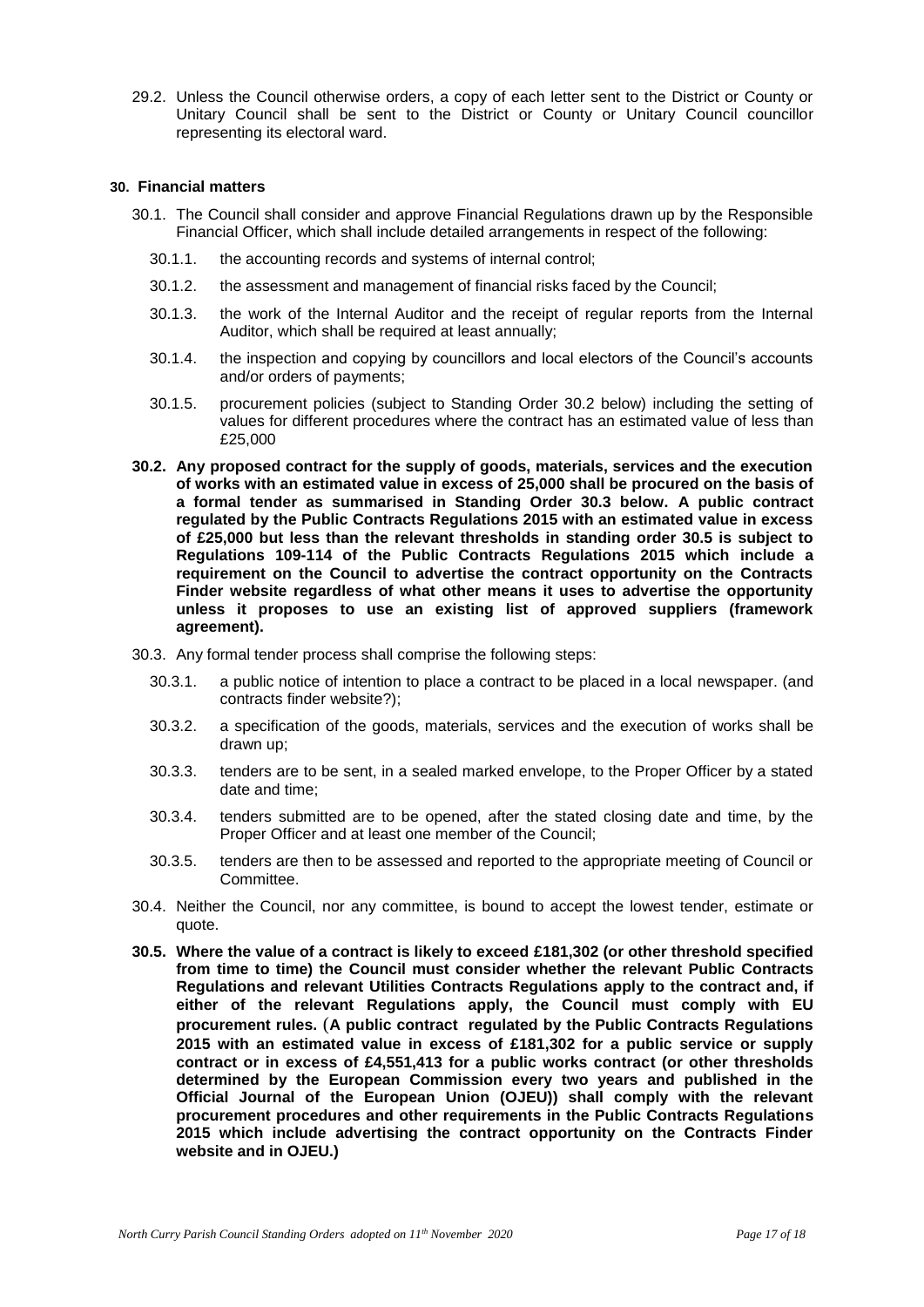29.2. Unless the Council otherwise orders, a copy of each letter sent to the District or County or Unitary Council shall be sent to the District or County or Unitary Council councillor representing its electoral ward.

## 30. Financial matters

30.1. The Council shall consider and approve Financial Regulations drawn up by the Responsible Financial Officer, which shall include detailed arrangements in respect of the following:

30.1.1. the accounting records and systems of internal control;

30.1.2. the assessment and management of financial risks faced by the Council;

30.1.3. the work of the Internal Auditor and the receipt of regular reports from the Internal Auditor, which shall be required at least annually;

30.1.4. the inspection and copying by councillors and local electors of the Council's accounts and/or orders of payments;

30.1.5. procurement policies (subject to Standing Order 30.2 below) including the setting of values for different procedures where the contract has an estimated value of less than £25,000

**30.2. Any proposed contract for the supply of goods, materials, services and the execution of works with an estimated value in excess of 25,000 shall be procured on the basis of a formal tender as summarised in Standing Order 30.3 below. A public contract regulated by the Public Contracts Regulations 2015 with an estimated value in excess of £25,000 but less than the relevant thresholds in standing order 30.5 is subject to Regulations 109-114 of the Public Contracts Regulations 2015 which include a requirement on the Council to advertise the contract opportunity on the Contracts Finder website regardless of what other means it uses to advertise the opportunity unless it proposes to use an existing list of approved suppliers (framework agreement).**

30.3. Any formal tender process shall comprise the following steps:

30.3.1. a public notice of intention to place a contract to be placed in a local newspaper. (and contracts finder website?);

30.3.2. a specification of the goods, materials, services and the execution of works shall be drawn up;

30.3.3. tenders are to be sent, in a sealed marked envelope, to the Proper Officer by a stated date and time;

30.3.4. tenders submitted are to be opened, after the stated closing date and time, by the Proper Officer and at least one member of the Council;

30.3.5. tenders are then to be assessed and reported to the appropriate meeting of Council or Committee.

30.4. Neither the Council, nor any committee, is bound to accept the lowest tender, estimate or quote.

**30.5. Where the value of a contract is likely to exceed £181,302 (or other threshold specified from time to time) the Council must consider whether the relevant Public Contracts Regulations and relevant Utilities Contracts Regulations apply to the contract and, if either of the relevant Regulations apply, the Council must comply with EU procurement rules. (A public contract regulated by the Public Contracts Regulations 2015 with an estimated value in excess of £181,302 for a public service or supply contract or in excess of £4,551,413 for a public works contract (or other thresholds determined by the European Commission every two years and published in the Official Journal of the European Union (OJEU)) shall comply with the relevant procurement procedures and other requirements in the Public Contracts Regulations 2015 which include advertising the contract opportunity on the Contracts Finder website and in OJEU.)**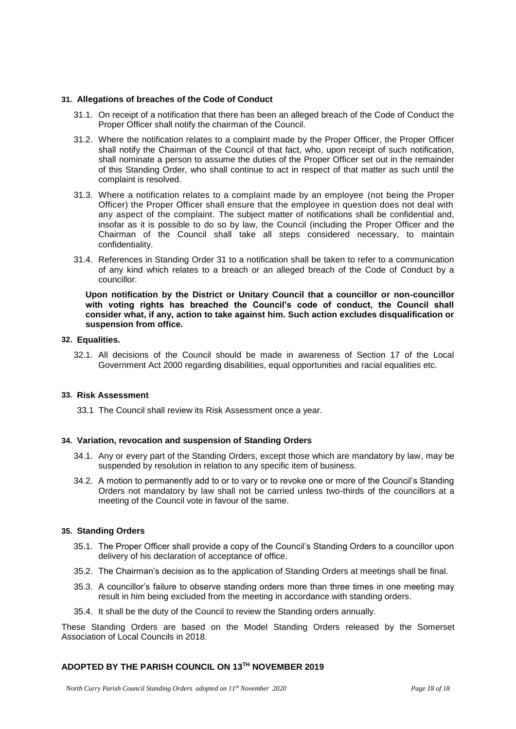### 31. Allegations of breaches of the Code of Conduct

31.1. On receipt of a notification that there has been an alleged breach of the Code of Conduct the Proper Officer shall notify the chairman of the Council.

31.2. Where the notification relates to a complaint made by the Proper Officer, the Proper Officer shall notify the Chairman of the Council of that fact, who, upon receipt of such notification, shall nominate a person to assume the duties of the Proper Officer set out in the remainder of this Standing Order, who shall continue to act in respect of that matter as such until the complaint is resolved.

31.3. Where a notification relates to a complaint made by an employee (not being the Proper Officer) the Proper Officer shall ensure that the employee in question does not deal with any aspect of the complaint. The subject matter of notifications shall be confidential and, insofar as it is possible to do so by law, the Council (including the Proper Officer and the Chairman of the Council shall take all steps considered necessary, to maintain confidentiality.

31.4. References in Standing Order 31 to a notification shall be taken to refer to a communication of any kind which relates to a breach or an alleged breach of the Code of Conduct by a councillor.

**Upon notification by the District or Unitary Council that a councillor or non-councillor with voting rights has breached the Council's code of conduct, the Council shall consider what, if any, action to take against him. Such action excludes disqualification or suspension from office.**

### 32. Equalities.

32.1. All decisions of the Council should be made in awareness of Section 17 of the Local Government Act 2000 regarding disabilities, equal opportunities and racial equalities etc.

### 33. Risk Assessment

33.1 The Council shall review its Risk Assessment once a year.

### 34. Variation, revocation and suspension of Standing Orders

34.1. Any or every part of the Standing Orders, except those which are mandatory by law, may be suspended by resolution in relation to any specific item of business.

34.2. A motion to permanently add to or to vary or to revoke one or more of the Council's Standing Orders not mandatory by law shall not be carried unless two-thirds of the councillors at a meeting of the Council vote in favour of the same.

### 35. Standing Orders

35.1. The Proper Officer shall provide a copy of the Council's Standing Orders to a councillor upon delivery of his declaration of acceptance of office.

35.2. The Chairman's decision as to the application of Standing Orders at meetings shall be final.

35.3. A councillor's failure to observe standing orders more than three times in one meeting may result in him being excluded from the meeting in accordance with standing orders.

35.4. It shall be the duty of the Council to review the Standing orders annually.

These Standing Orders are based on the Model Standing Orders released by the Somerset Association of Local Councils in 2018.

**ADOPTED BY THE PARISH COUNCIL ON 13TH NOVEMBER 2019**